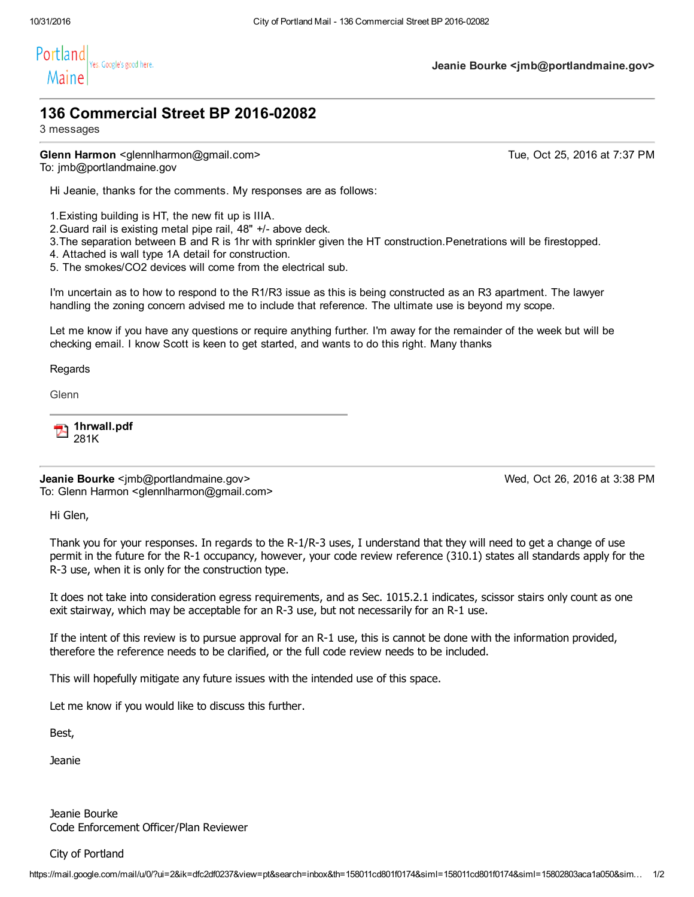Jeanie Bourke <jmb@portlandmaine.gov>

# 136 Commercial Street BP 2016-02082

3 messages

**Glenn Harmon** <glennlharmon@gmail.com> Tue, Oct 25, 2016 at 7:37 PM
To: jmb@portlandmaine.gov

Hi Jeanie, thanks for the comments. My responses are as follows:

1. Existing building is HT, the new fit up is IIIA.
2. Guard rail is existing metal pipe rail, 48" +/- above deck.
3. The separation between B and R is 1hr with sprinkler given the HT construction. Penetrations will be firestopped.
4. Attached is wall type 1A detail for construction.
5. The smokes/CO2 devices will come from the electrical sub.

I'm uncertain as to how to respond to the R1/R3 issue as this is being constructed as an R3 apartment. The lawyer handling the zoning concern advised me to include that reference. The ultimate use is beyond my scope.

Let me know if you have any questions or require anything further. I'm away for the remainder of the week but will be checking email. I know Scott is keen to get started, and wants to do this right. Many thanks

Regards

Glenn

**1hrwall.pdf**
281K

---

**Jeanie Bourke** <jmb@portlandmaine.gov> Wed, Oct 26, 2016 at 3:38 PM
To: Glenn Harmon <glennlharmon@gmail.com>

Hi Glen,

Thank you for your responses. In regards to the R-1/R-3 uses, I understand that they will need to get a change of use permit in the future for the R-1 occupancy, however, your code review reference (310.1) states all standards apply for the R-3 use, when it is only for the construction type.

It does not take into consideration egress requirements, and as Sec. 1015.2.1 indicates, scissor stairs only count as one exit stairway, which may be acceptable for an R-3 use, but not necessarily for an R-1 use.

If the intent of this review is to pursue approval for an R-1 use, this is cannot be done with the information provided, therefore the reference needs to be clarified, or the full code review needs to be included.

This will hopefully mitigate any future issues with the intended use of this space.

Let me know if you would like to discuss this further.

Best,

Jeanie

Jeanie Bourke
Code Enforcement Officer/Plan Reviewer

City of Portland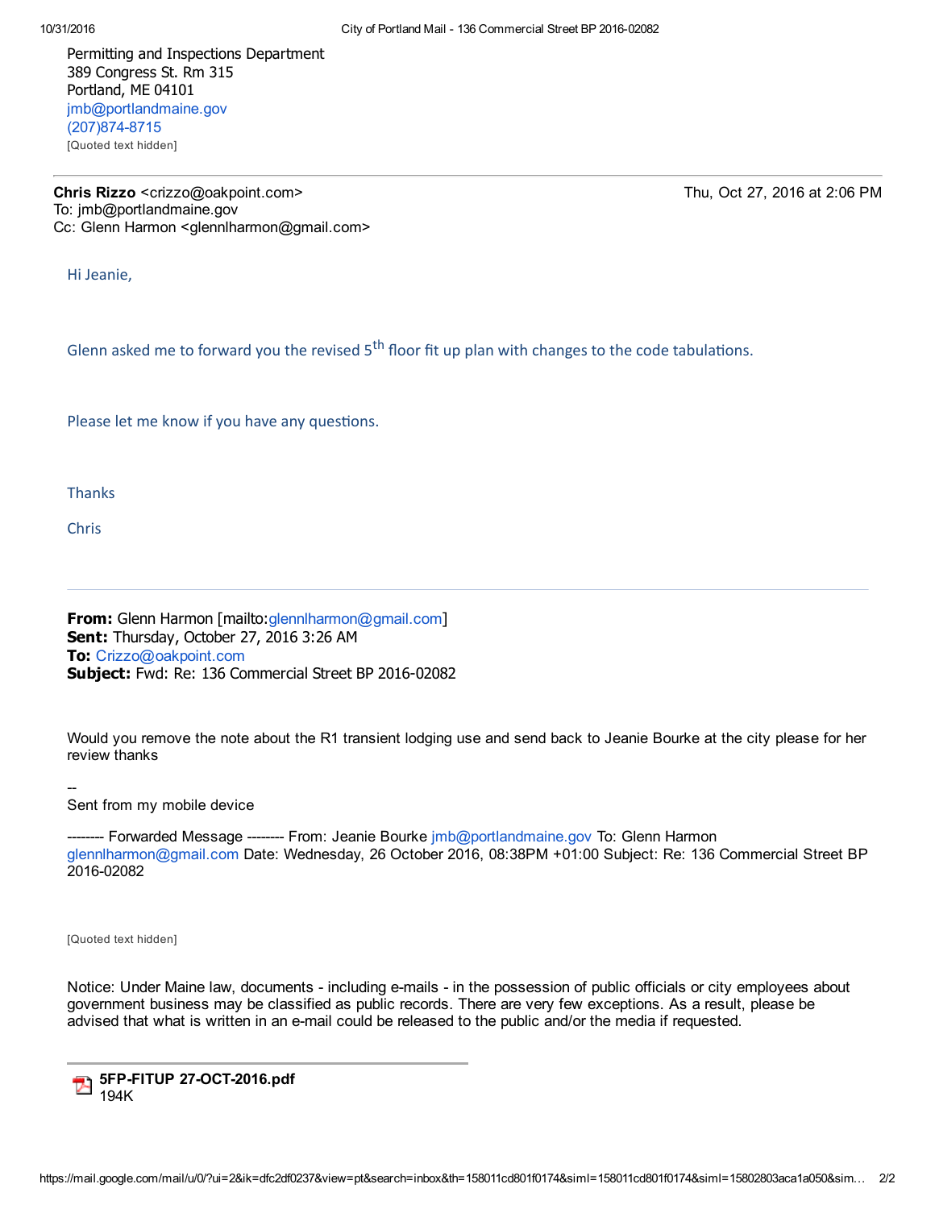Permitting and Inspections Department
389 Congress St. Rm 315
Portland, ME 04101
jmb@portlandmaine.gov
(207)874-8715
[Quoted text hidden]

---

**Chris Rizzo** <crizzo@oakpoint.com> Thu, Oct 27, 2016 at 2:06 PM
To: jmb@portlandmaine.gov
Cc: Glenn Harmon <glennlharmon@gmail.com>

Hi Jeanie,

Glenn asked me to forward you the revised 5th floor fit up plan with changes to the code tabulations.

Please let me know if you have any questions.

Thanks

Chris

---

**From:** Glenn Harmon [mailto:glennlharmon@gmail.com]
**Sent:** Thursday, October 27, 2016 3:26 AM
**To:** Crizzo@oakpoint.com
**Subject:** Fwd: Re: 136 Commercial Street BP 2016-02082

Would you remove the note about the R1 transient lodging use and send back to Jeanie Bourke at the city please for her review thanks

--
Sent from my mobile device

-------- Forwarded Message -------- From: Jeanie Bourke jmb@portlandmaine.gov To: Glenn Harmon glennlharmon@gmail.com Date: Wednesday, 26 October 2016, 08:38PM +01:00 Subject: Re: 136 Commercial Street BP 2016-02082

[Quoted text hidden]

Notice: Under Maine law, documents - including e-mails - in the possession of public officials or city employees about government business may be classified as public records. There are very few exceptions. As a result, please be advised that what is written in an e-mail could be released to the public and/or the media if requested.

---

**5FP-FITUP 27-OCT-2016.pdf**
194K